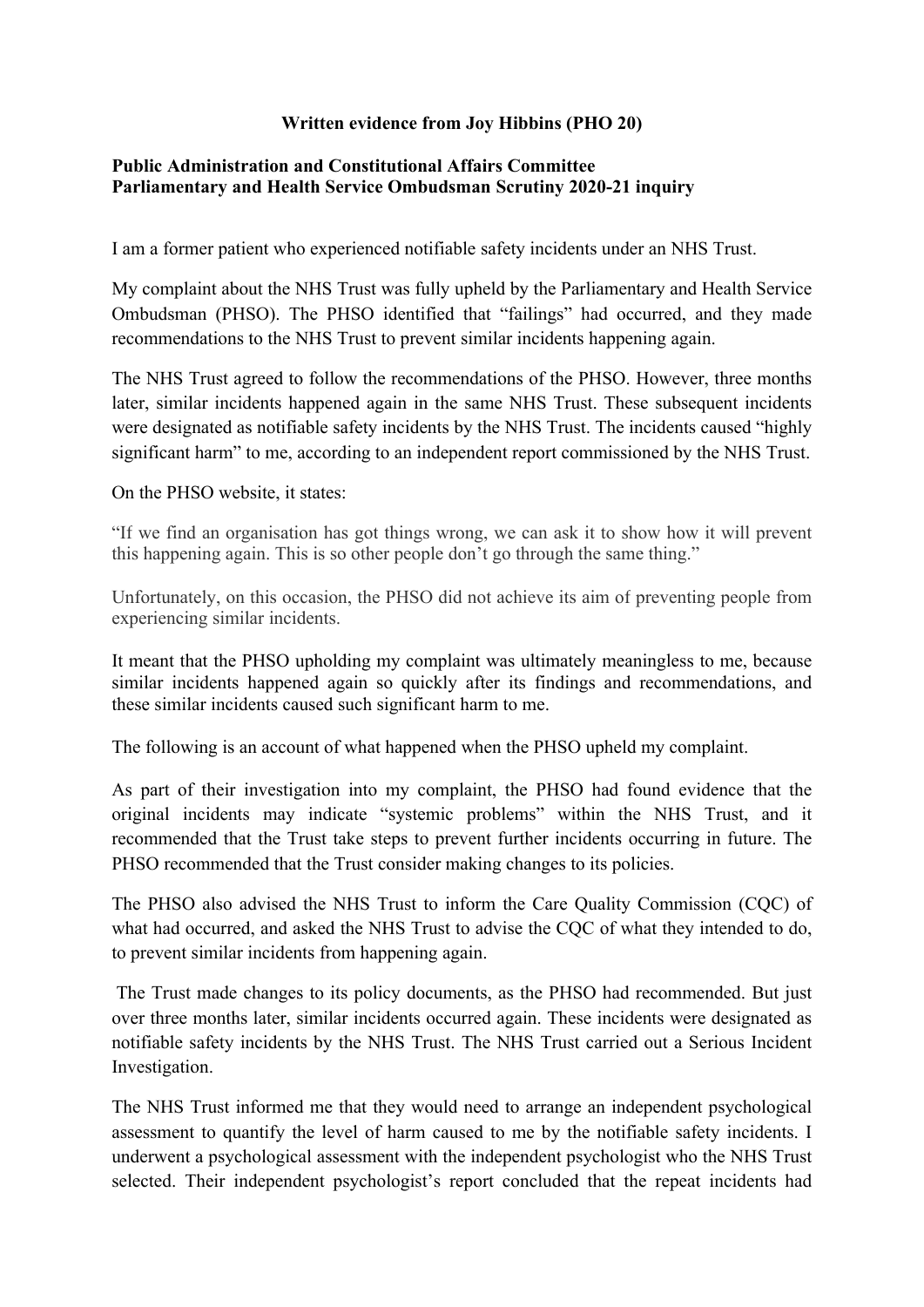**Written evidence from Joy Hibbins (PHO 20)**

**Public Administration and Constitutional Affairs Committee**
**Parliamentary and Health Service Ombudsman Scrutiny 2020-21 inquiry**

I am a former patient who experienced notifiable safety incidents under an NHS Trust.

My complaint about the NHS Trust was fully upheld by the Parliamentary and Health Service Ombudsman (PHSO). The PHSO identified that "failings" had occurred, and they made recommendations to the NHS Trust to prevent similar incidents happening again.

The NHS Trust agreed to follow the recommendations of the PHSO. However, three months later, similar incidents happened again in the same NHS Trust. These subsequent incidents were designated as notifiable safety incidents by the NHS Trust. The incidents caused "highly significant harm" to me, according to an independent report commissioned by the NHS Trust.

On the PHSO website, it states:

"If we find an organisation has got things wrong, we can ask it to show how it will prevent this happening again. This is so other people don't go through the same thing."

Unfortunately, on this occasion, the PHSO did not achieve its aim of preventing people from experiencing similar incidents.

It meant that the PHSO upholding my complaint was ultimately meaningless to me, because similar incidents happened again so quickly after its findings and recommendations, and these similar incidents caused such significant harm to me.

The following is an account of what happened when the PHSO upheld my complaint.

As part of their investigation into my complaint, the PHSO had found evidence that the original incidents may indicate "systemic problems" within the NHS Trust, and it recommended that the Trust take steps to prevent further incidents occurring in future. The PHSO recommended that the Trust consider making changes to its policies.

The PHSO also advised the NHS Trust to inform the Care Quality Commission (CQC) of what had occurred, and asked the NHS Trust to advise the CQC of what they intended to do, to prevent similar incidents from happening again.

The Trust made changes to its policy documents, as the PHSO had recommended. But just over three months later, similar incidents occurred again. These incidents were designated as notifiable safety incidents by the NHS Trust. The NHS Trust carried out a Serious Incident Investigation.

The NHS Trust informed me that they would need to arrange an independent psychological assessment to quantify the level of harm caused to me by the notifiable safety incidents. I underwent a psychological assessment with the independent psychologist who the NHS Trust selected. Their independent psychologist's report concluded that the repeat incidents had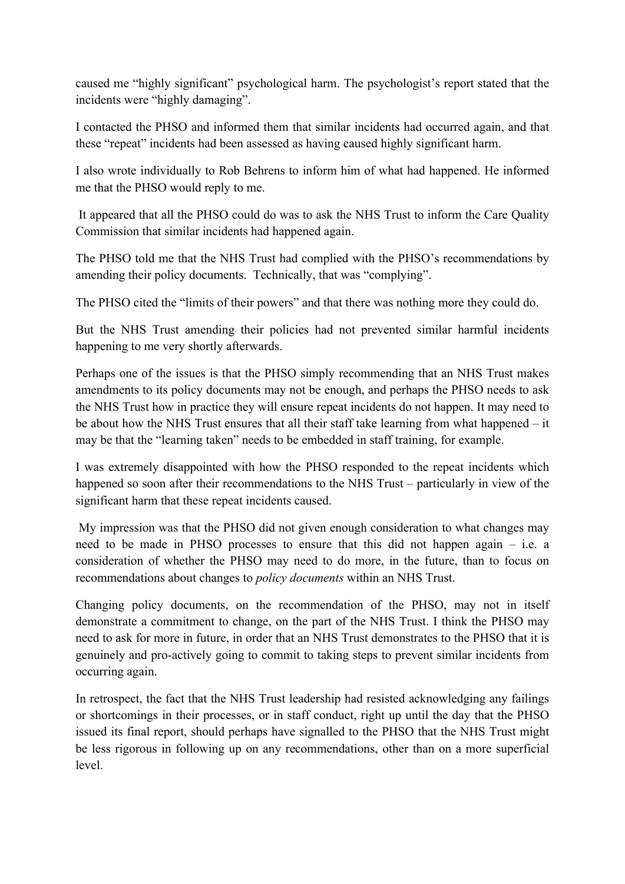caused me “highly significant” psychological harm. The psychologist’s report stated that the incidents were “highly damaging”.

I contacted the PHSO and informed them that similar incidents had occurred again, and that these “repeat” incidents had been assessed as having caused highly significant harm.

I also wrote individually to Rob Behrens to inform him of what had happened. He informed me that the PHSO would reply to me.

It appeared that all the PHSO could do was to ask the NHS Trust to inform the Care Quality Commission that similar incidents had happened again.

The PHSO told me that the NHS Trust had complied with the PHSO’s recommendations by amending their policy documents. Technically, that was “complying”.

The PHSO cited the “limits of their powers” and that there was nothing more they could do.

But the NHS Trust amending their policies had not prevented similar harmful incidents happening to me very shortly afterwards.

Perhaps one of the issues is that the PHSO simply recommending that an NHS Trust makes amendments to its policy documents may not be enough, and perhaps the PHSO needs to ask the NHS Trust how in practice they will ensure repeat incidents do not happen. It may need to be about how the NHS Trust ensures that all their staff take learning from what happened – it may be that the “learning taken” needs to be embedded in staff training, for example.

I was extremely disappointed with how the PHSO responded to the repeat incidents which happened so soon after their recommendations to the NHS Trust – particularly in view of the significant harm that these repeat incidents caused.

My impression was that the PHSO did not given enough consideration to what changes may need to be made in PHSO processes to ensure that this did not happen again – i.e. a consideration of whether the PHSO may need to do more, in the future, than to focus on recommendations about changes to *policy documents* within an NHS Trust.

Changing policy documents, on the recommendation of the PHSO, may not in itself demonstrate a commitment to change, on the part of the NHS Trust. I think the PHSO may need to ask for more in future, in order that an NHS Trust demonstrates to the PHSO that it is genuinely and pro-actively going to commit to taking steps to prevent similar incidents from occurring again.

In retrospect, the fact that the NHS Trust leadership had resisted acknowledging any failings or shortcomings in their processes, or in staff conduct, right up until the day that the PHSO issued its final report, should perhaps have signalled to the PHSO that the NHS Trust might be less rigorous in following up on any recommendations, other than on a more superficial level.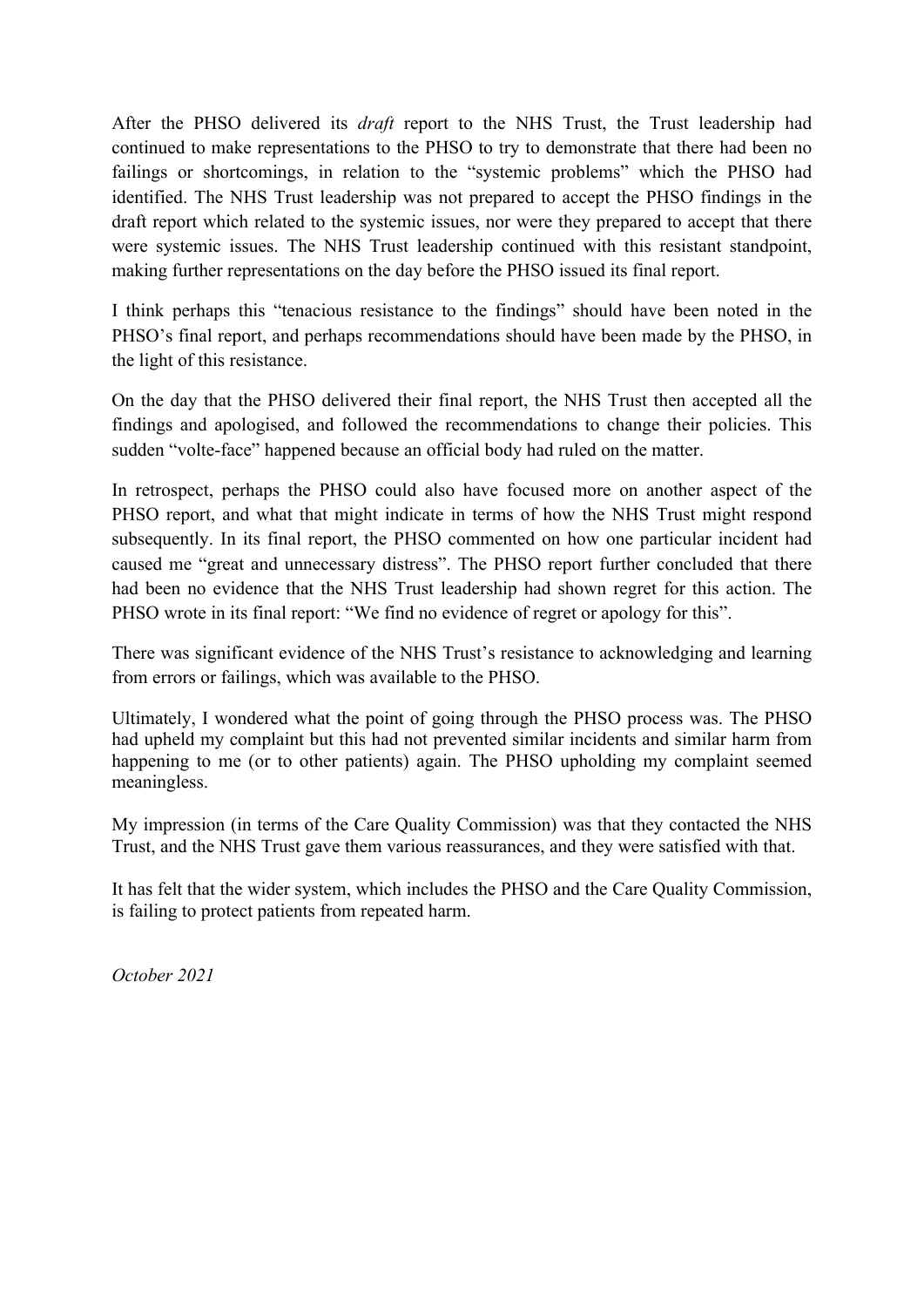After the PHSO delivered its *draft* report to the NHS Trust, the Trust leadership had continued to make representations to the PHSO to try to demonstrate that there had been no failings or shortcomings, in relation to the "systemic problems" which the PHSO had identified. The NHS Trust leadership was not prepared to accept the PHSO findings in the draft report which related to the systemic issues, nor were they prepared to accept that there were systemic issues. The NHS Trust leadership continued with this resistant standpoint, making further representations on the day before the PHSO issued its final report.

I think perhaps this "tenacious resistance to the findings" should have been noted in the PHSO's final report, and perhaps recommendations should have been made by the PHSO, in the light of this resistance.

On the day that the PHSO delivered their final report, the NHS Trust then accepted all the findings and apologised, and followed the recommendations to change their policies. This sudden "volte-face" happened because an official body had ruled on the matter.

In retrospect, perhaps the PHSO could also have focused more on another aspect of the PHSO report, and what that might indicate in terms of how the NHS Trust might respond subsequently. In its final report, the PHSO commented on how one particular incident had caused me "great and unnecessary distress". The PHSO report further concluded that there had been no evidence that the NHS Trust leadership had shown regret for this action. The PHSO wrote in its final report: "We find no evidence of regret or apology for this".

There was significant evidence of the NHS Trust's resistance to acknowledging and learning from errors or failings, which was available to the PHSO.

Ultimately, I wondered what the point of going through the PHSO process was. The PHSO had upheld my complaint but this had not prevented similar incidents and similar harm from happening to me (or to other patients) again. The PHSO upholding my complaint seemed meaningless.

My impression (in terms of the Care Quality Commission) was that they contacted the NHS Trust, and the NHS Trust gave them various reassurances, and they were satisfied with that.

It has felt that the wider system, which includes the PHSO and the Care Quality Commission, is failing to protect patients from repeated harm.

*October 2021*